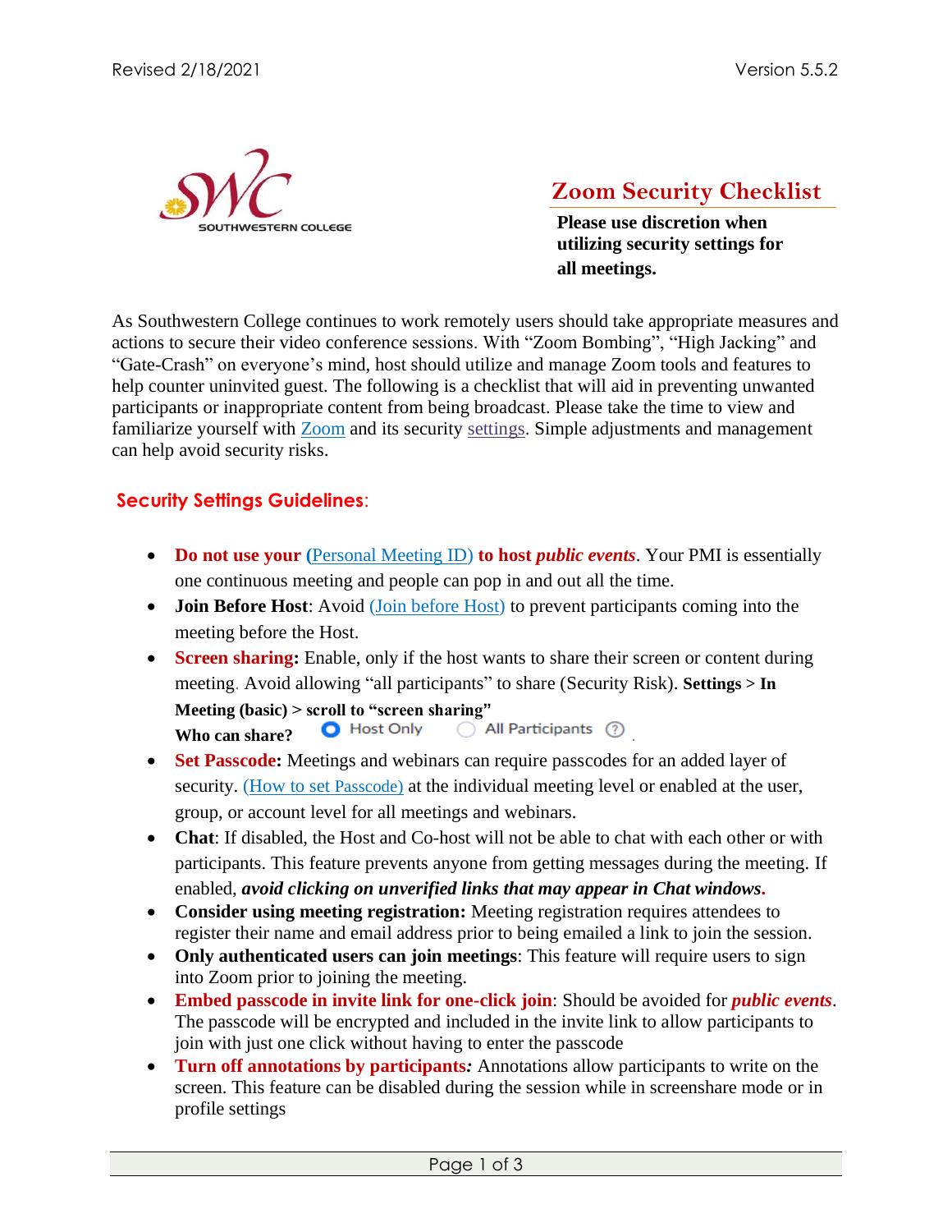# Zoom Security Checklist

**Please use discretion when utilizing security settings for all meetings.**

As Southwestern College continues to work remotely users should take appropriate measures and actions to secure their video conference sessions. With "Zoom Bombing", "High Jacking" and "Gate-Crash" on everyone's mind, host should utilize and manage Zoom tools and features to help counter uninvited guest. The following is a checklist that will aid in preventing unwanted participants or inappropriate content from being broadcast. Please take the time to view and familiarize yourself with Zoom and its security settings. Simple adjustments and management can help avoid security risks.

## Security Settings Guidelines:

- **Do not use your (Personal Meeting ID) to host *public events***. Your PMI is essentially one continuous meeting and people can pop in and out all the time.
- **Join Before Host**: Avoid (Join before Host) to prevent participants coming into the meeting before the Host.
- **Screen sharing:** Enable, only if the host wants to share their screen or content during meeting. Avoid allowing "all participants" to share (Security Risk). **Settings > In Meeting (basic) > scroll to "screen sharing"**
  **Who can share?** ◉ Host Only ○ All Participants
- **Set Passcode:** Meetings and webinars can require passcodes for an added layer of security. (How to set Passcode) at the individual meeting level or enabled at the user, group, or account level for all meetings and webinars.
- **Chat**: If disabled, the Host and Co-host will not be able to chat with each other or with participants. This feature prevents anyone from getting messages during the meeting. If enabled, ***avoid clicking on unverified links that may appear in Chat windows*.**
- **Consider using meeting registration:** Meeting registration requires attendees to register their name and email address prior to being emailed a link to join the session.
- **Only authenticated users can join meetings**: This feature will require users to sign into Zoom prior to joining the meeting.
- **Embed passcode in invite link for one-click join**: Should be avoided for ***public events***. The passcode will be encrypted and included in the invite link to allow participants to join with just one click without having to enter the passcode
- **Turn off annotations by participants*:*** Annotations allow participants to write on the screen. This feature can be disabled during the session while in screenshare mode or in profile settings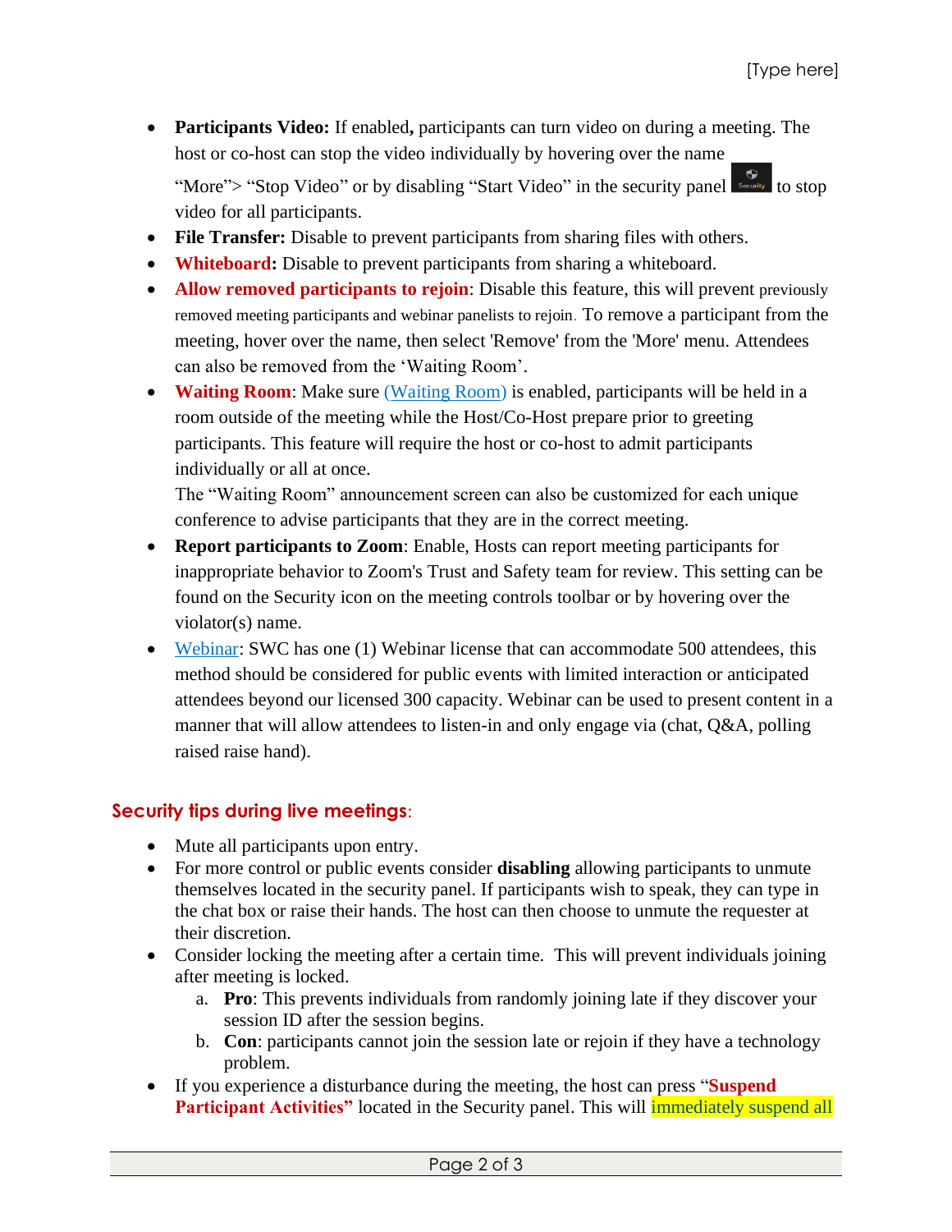- **Participants Video:** If enabled**,** participants can turn video on during a meeting. The host or co-host can stop the video individually by hovering over the name "More"> "Stop Video" or by disabling "Start Video" in the security panel to stop video for all participants.
- **File Transfer:** Disable to prevent participants from sharing files with others.
- **Whiteboard:** Disable to prevent participants from sharing a whiteboard.
- **Allow removed participants to rejoin**: Disable this feature, this will prevent previously removed meeting participants and webinar panelists to rejoin. To remove a participant from the meeting, hover over the name, then select 'Remove' from the 'More' menu. Attendees can also be removed from the 'Waiting Room'.
- **Waiting Room**: Make sure (Waiting Room) is enabled, participants will be held in a room outside of the meeting while the Host/Co-Host prepare prior to greeting participants. This feature will require the host or co-host to admit participants individually or all at once.
  The "Waiting Room" announcement screen can also be customized for each unique conference to advise participants that they are in the correct meeting.
- **Report participants to Zoom**: Enable, Hosts can report meeting participants for inappropriate behavior to Zoom's Trust and Safety team for review. This setting can be found on the Security icon on the meeting controls toolbar or by hovering over the violator(s) name.
- Webinar: SWC has one (1) Webinar license that can accommodate 500 attendees, this method should be considered for public events with limited interaction or anticipated attendees beyond our licensed 300 capacity. Webinar can be used to present content in a manner that will allow attendees to listen-in and only engage via (chat, Q&A, polling raised raise hand).

## Security tips during live meetings:

- Mute all participants upon entry.
- For more control or public events consider **disabling** allowing participants to unmute themselves located in the security panel. If participants wish to speak, they can type in the chat box or raise their hands. The host can then choose to unmute the requester at their discretion.
- Consider locking the meeting after a certain time. This will prevent individuals joining after meeting is locked.
  a. **Pro**: This prevents individuals from randomly joining late if they discover your session ID after the session begins.
  b. **Con**: participants cannot join the session late or rejoin if they have a technology problem.
- If you experience a disturbance during the meeting, the host can press "**Suspend Participant Activities"** located in the Security panel. This will immediately suspend all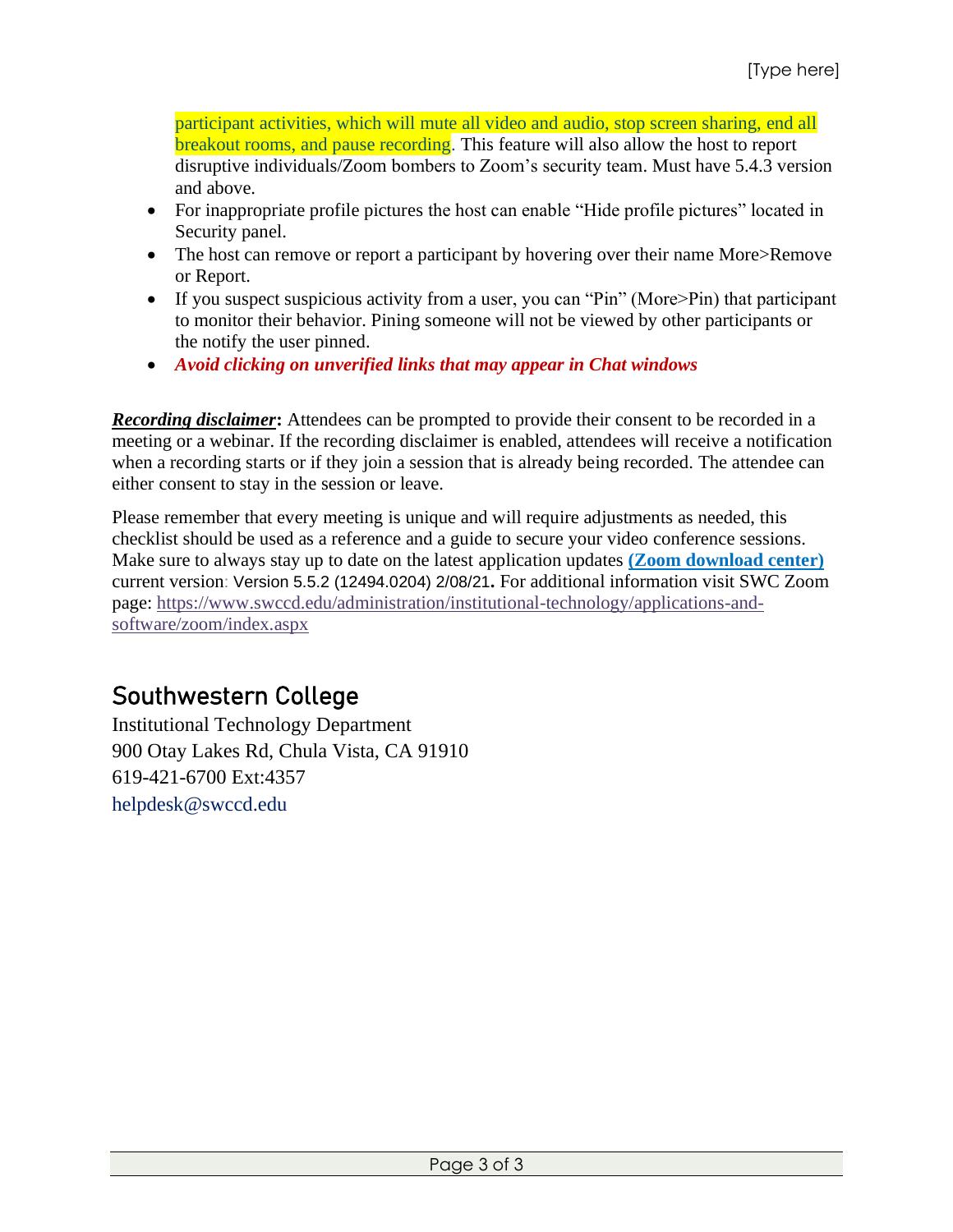participant activities, which will mute all video and audio, stop screen sharing, end all breakout rooms, and pause recording. This feature will also allow the host to report disruptive individuals/Zoom bombers to Zoom's security team. Must have 5.4.3 version and above.
- For inappropriate profile pictures the host can enable "Hide profile pictures" located in Security panel.
- The host can remove or report a participant by hovering over their name More>Remove or Report.
- If you suspect suspicious activity from a user, you can "Pin" (More>Pin) that participant to monitor their behavior. Pining someone will not be viewed by other participants or the notify the user pinned.
- ***Avoid clicking on unverified links that may appear in Chat windows***

***Recording disclaimer*:** Attendees can be prompted to provide their consent to be recorded in a meeting or a webinar. If the recording disclaimer is enabled, attendees will receive a notification when a recording starts or if they join a session that is already being recorded. The attendee can either consent to stay in the session or leave.

Please remember that every meeting is unique and will require adjustments as needed, this checklist should be used as a reference and a guide to secure your video conference sessions. Make sure to always stay up to date on the latest application updates **(Zoom download center)** current version: Version 5.5.2 (12494.0204) 2/08/21**.** For additional information visit SWC Zoom page: https://www.swccd.edu/administration/institutional-technology/applications-and-software/zoom/index.aspx

## Southwestern College

Institutional Technology Department
900 Otay Lakes Rd, Chula Vista, CA 91910
619-421-6700 Ext:4357
helpdesk@swccd.edu